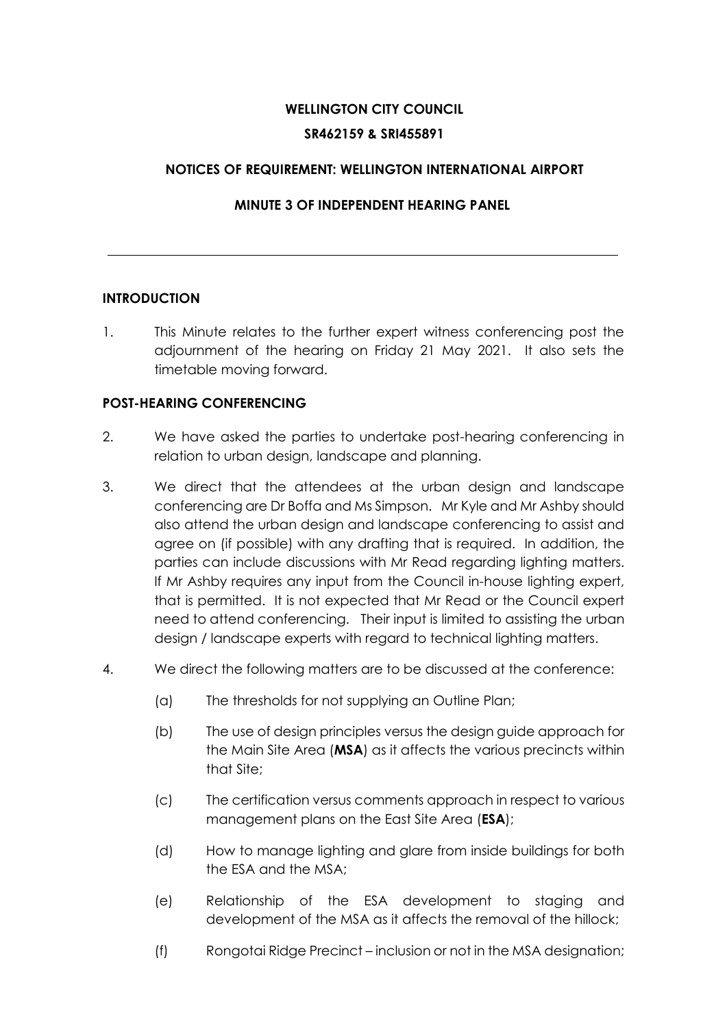**WELLINGTON CITY COUNCIL**

**SR462159 & SRI455891**

**NOTICES OF REQUIREMENT: WELLINGTON INTERNATIONAL AIRPORT**

**MINUTE 3 OF INDEPENDENT HEARING PANEL**

---

## INTRODUCTION

1. This Minute relates to the further expert witness conferencing post the adjournment of the hearing on Friday 21 May 2021. It also sets the timetable moving forward.

## POST-HEARING CONFERENCING

2. We have asked the parties to undertake post-hearing conferencing in relation to urban design, landscape and planning.

3. We direct that the attendees at the urban design and landscape conferencing are Dr Boffa and Ms Simpson. Mr Kyle and Mr Ashby should also attend the urban design and landscape conferencing to assist and agree on (if possible) with any drafting that is required. In addition, the parties can include discussions with Mr Read regarding lighting matters. If Mr Ashby requires any input from the Council in-house lighting expert, that is permitted. It is not expected that Mr Read or the Council expert need to attend conferencing. Their input is limited to assisting the urban design / landscape experts with regard to technical lighting matters.

4. We direct the following matters are to be discussed at the conference:

   (a) The thresholds for not supplying an Outline Plan;

   (b) The use of design principles versus the design guide approach for the Main Site Area (**MSA**) as it affects the various precincts within that Site;

   (c) The certification versus comments approach in respect to various management plans on the East Site Area (**ESA**);

   (d) How to manage lighting and glare from inside buildings for both the ESA and the MSA;

   (e) Relationship of the ESA development to staging and development of the MSA as it affects the removal of the hillock;

   (f) Rongotai Ridge Precinct – inclusion or not in the MSA designation;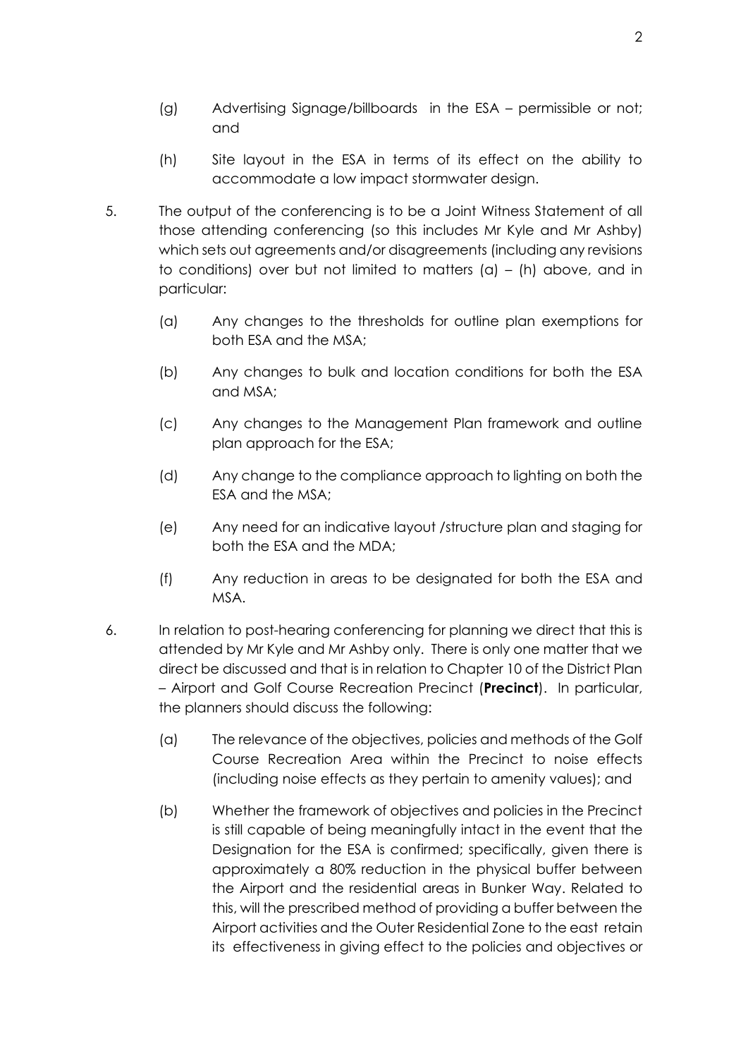(g) Advertising Signage/billboards in the ESA – permissible or not; and

(h) Site layout in the ESA in terms of its effect on the ability to accommodate a low impact stormwater design.

5. The output of the conferencing is to be a Joint Witness Statement of all those attending conferencing (so this includes Mr Kyle and Mr Ashby) which sets out agreements and/or disagreements (including any revisions to conditions) over but not limited to matters (a) – (h) above, and in particular:

   (a) Any changes to the thresholds for outline plan exemptions for both ESA and the MSA;

   (b) Any changes to bulk and location conditions for both the ESA and MSA;

   (c) Any changes to the Management Plan framework and outline plan approach for the ESA;

   (d) Any change to the compliance approach to lighting on both the ESA and the MSA;

   (e) Any need for an indicative layout /structure plan and staging for both the ESA and the MDA;

   (f) Any reduction in areas to be designated for both the ESA and MSA.

6. In relation to post-hearing conferencing for planning we direct that this is attended by Mr Kyle and Mr Ashby only. There is only one matter that we direct be discussed and that is in relation to Chapter 10 of the District Plan – Airport and Golf Course Recreation Precinct (**Precinct**). In particular, the planners should discuss the following:

   (a) The relevance of the objectives, policies and methods of the Golf Course Recreation Area within the Precinct to noise effects (including noise effects as they pertain to amenity values); and

   (b) Whether the framework of objectives and policies in the Precinct is still capable of being meaningfully intact in the event that the Designation for the ESA is confirmed; specifically, given there is approximately a 80% reduction in the physical buffer between the Airport and the residential areas in Bunker Way. Related to this, will the prescribed method of providing a buffer between the Airport activities and the Outer Residential Zone to the east retain its effectiveness in giving effect to the policies and objectives or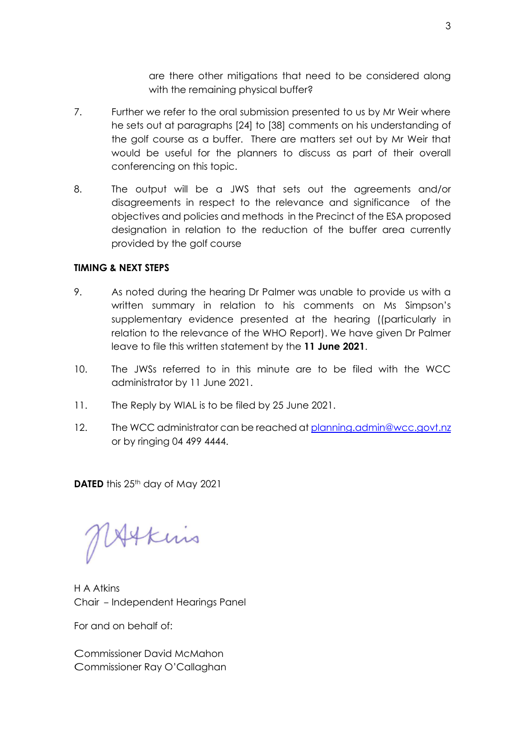are there other mitigations that need to be considered along with the remaining physical buffer?

7. Further we refer to the oral submission presented to us by Mr Weir where he sets out at paragraphs [24] to [38] comments on his understanding of the golf course as a buffer. There are matters set out by Mr Weir that would be useful for the planners to discuss as part of their overall conferencing on this topic.

8. The output will be a JWS that sets out the agreements and/or disagreements in respect to the relevance and significance of the objectives and policies and methods in the Precinct of the ESA proposed designation in relation to the reduction of the buffer area currently provided by the golf course

**TIMING & NEXT STEPS**

9. As noted during the hearing Dr Palmer was unable to provide us with a written summary in relation to his comments on Ms Simpson's supplementary evidence presented at the hearing ((particularly in relation to the relevance of the WHO Report). We have given Dr Palmer leave to file this written statement by the **11 June 2021**.

10. The JWSs referred to in this minute are to be filed with the WCC administrator by 11 June 2021.

11. The Reply by WIAL is to be filed by 25 June 2021.

12. The WCC administrator can be reached at planning.admin@wcc.govt.nz or by ringing 04 499 4444.

**DATED** this 25th day of May 2021

H A Atkins
Chair – Independent Hearings Panel

For and on behalf of:

Commissioner David McMahon
Commissioner Ray O'Callaghan